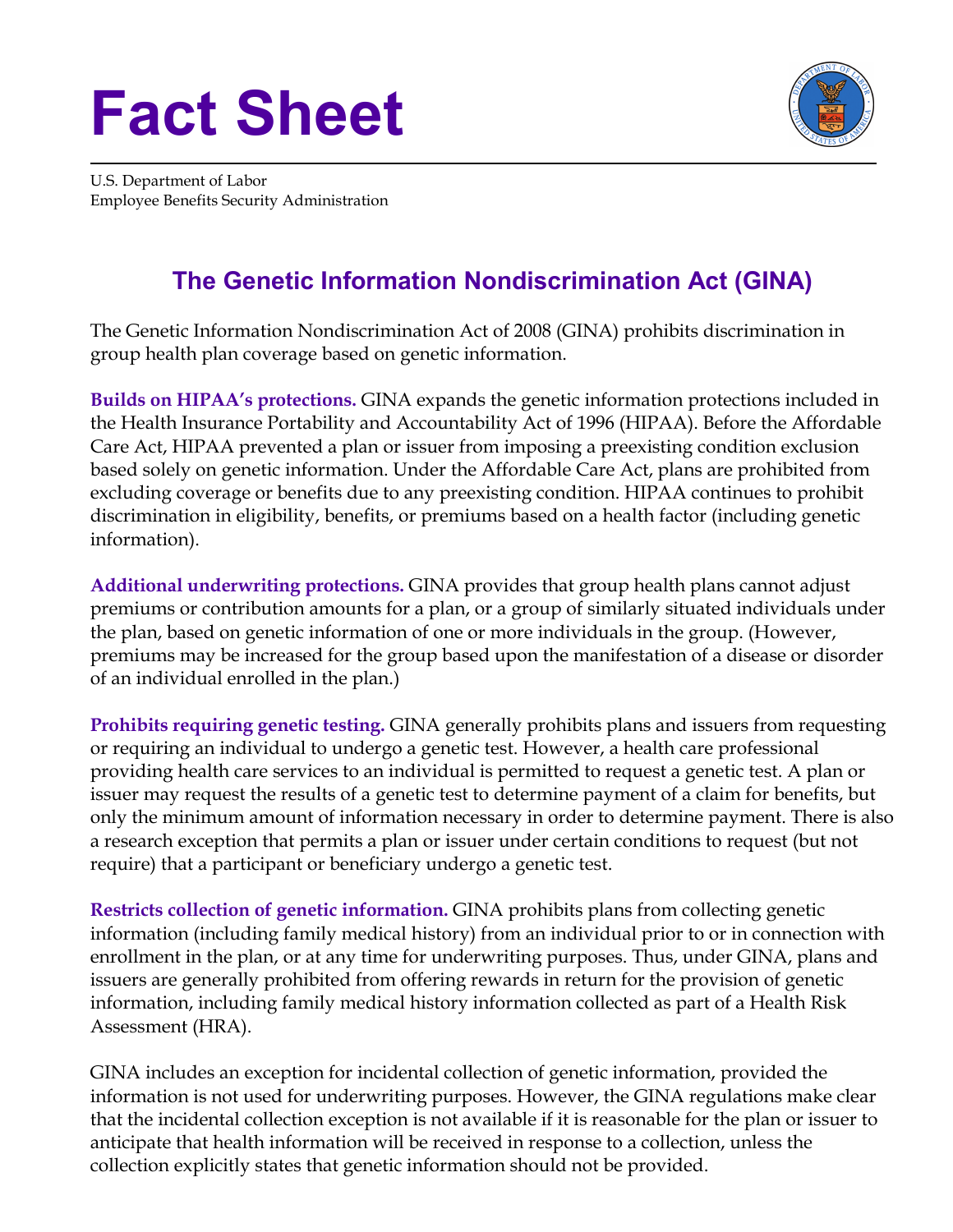# Fact Sheet

U.S. Department of Labor
Employee Benefits Security Administration

## The Genetic Information Nondiscrimination Act (GINA)

The Genetic Information Nondiscrimination Act of 2008 (GINA) prohibits discrimination in group health plan coverage based on genetic information.

**Builds on HIPAA's protections.** GINA expands the genetic information protections included in the Health Insurance Portability and Accountability Act of 1996 (HIPAA). Before the Affordable Care Act, HIPAA prevented a plan or issuer from imposing a preexisting condition exclusion based solely on genetic information. Under the Affordable Care Act, plans are prohibited from excluding coverage or benefits due to any preexisting condition. HIPAA continues to prohibit discrimination in eligibility, benefits, or premiums based on a health factor (including genetic information).

**Additional underwriting protections.** GINA provides that group health plans cannot adjust premiums or contribution amounts for a plan, or a group of similarly situated individuals under the plan, based on genetic information of one or more individuals in the group. (However, premiums may be increased for the group based upon the manifestation of a disease or disorder of an individual enrolled in the plan.)

**Prohibits requiring genetic testing.** GINA generally prohibits plans and issuers from requesting or requiring an individual to undergo a genetic test. However, a health care professional providing health care services to an individual is permitted to request a genetic test. A plan or issuer may request the results of a genetic test to determine payment of a claim for benefits, but only the minimum amount of information necessary in order to determine payment. There is also a research exception that permits a plan or issuer under certain conditions to request (but not require) that a participant or beneficiary undergo a genetic test.

**Restricts collection of genetic information.** GINA prohibits plans from collecting genetic information (including family medical history) from an individual prior to or in connection with enrollment in the plan, or at any time for underwriting purposes. Thus, under GINA, plans and issuers are generally prohibited from offering rewards in return for the provision of genetic information, including family medical history information collected as part of a Health Risk Assessment (HRA).

GINA includes an exception for incidental collection of genetic information, provided the information is not used for underwriting purposes. However, the GINA regulations make clear that the incidental collection exception is not available if it is reasonable for the plan or issuer to anticipate that health information will be received in response to a collection, unless the collection explicitly states that genetic information should not be provided.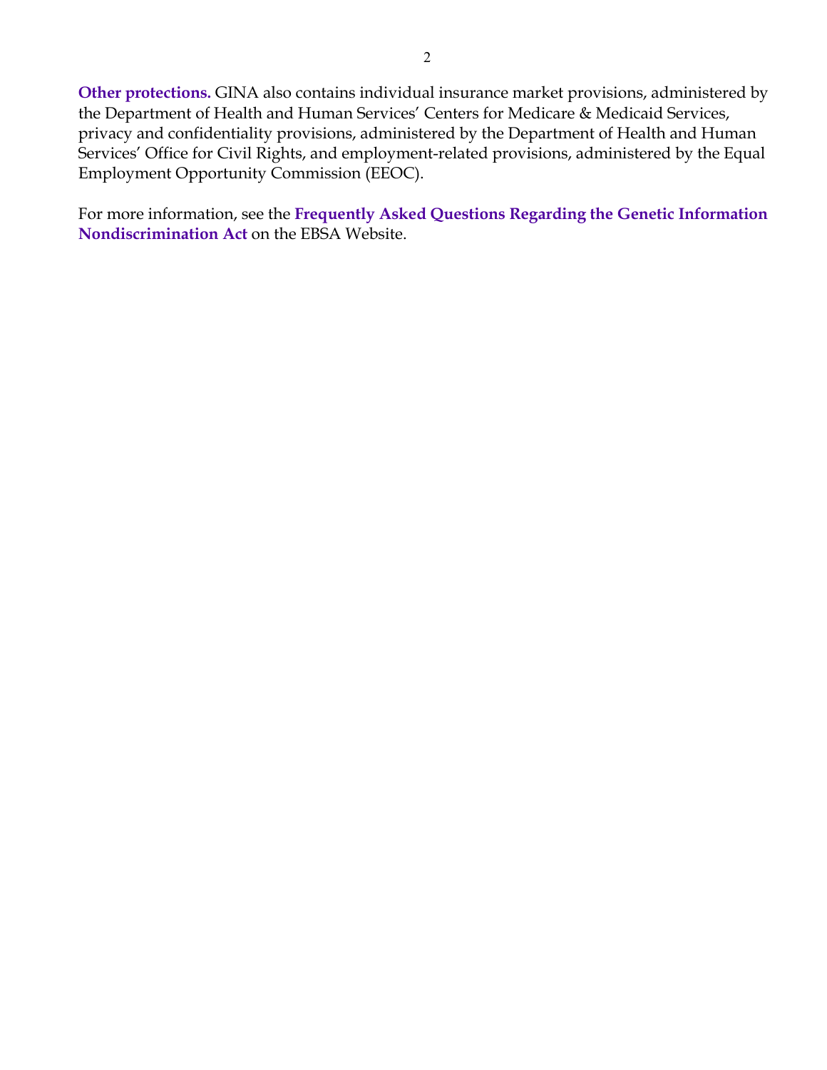**Other protections.** GINA also contains individual insurance market provisions, administered by the Department of Health and Human Services' Centers for Medicare & Medicaid Services, privacy and confidentiality provisions, administered by the Department of Health and Human Services' Office for Civil Rights, and employment-related provisions, administered by the Equal Employment Opportunity Commission (EEOC).

For more information, see the **Frequently Asked Questions Regarding the Genetic Information Nondiscrimination Act** on the EBSA Website.